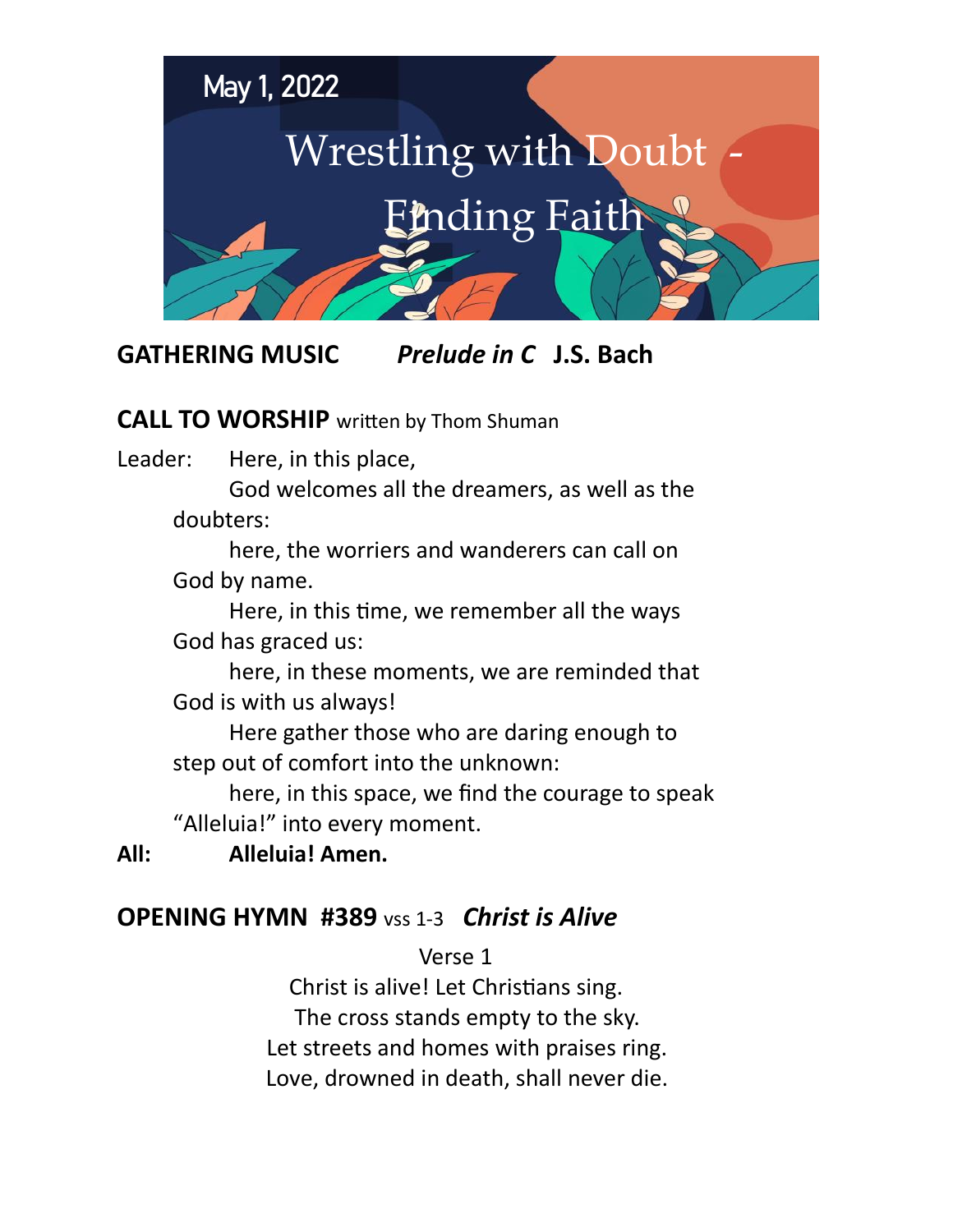May 1, 2022

# Wrestling with Doubt - Finding Faith

**GATHERING MUSIC** ***Prelude in C*** **J.S. Bach**

**CALL TO WORSHIP** written by Thom Shuman

Leader: Here, in this place,
God welcomes all the dreamers, as well as the doubters:
here, the worriers and wanderers can call on God by name.
Here, in this time, we remember all the ways God has graced us:
here, in these moments, we are reminded that God is with us always!
Here gather those who are daring enough to step out of comfort into the unknown:
here, in this space, we find the courage to speak "Alleluia!" into every moment.

**All: Alleluia! Amen.**

**OPENING HYMN #389** vss 1-3 ***Christ is Alive***

Verse 1
Christ is alive! Let Christians sing.
The cross stands empty to the sky.
Let streets and homes with praises ring.
Love, drowned in death, shall never die.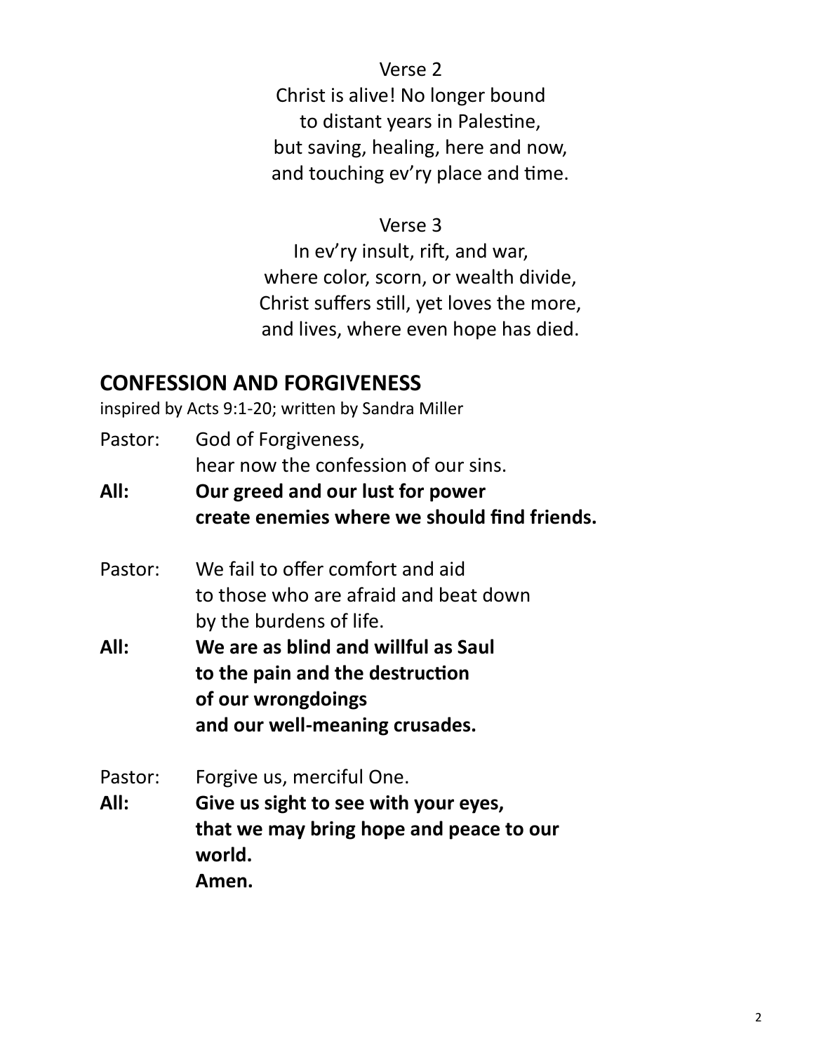Verse 2

Christ is alive! No longer bound
to distant years in Palestine,
but saving, healing, here and now,
and touching ev'ry place and time.

Verse 3

In ev'ry insult, rift, and war,
where color, scorn, or wealth divide,
Christ suffers still, yet loves the more,
and lives, where even hope has died.

## CONFESSION AND FORGIVENESS

inspired by Acts 9:1-20; written by Sandra Miller

Pastor: God of Forgiveness,
hear now the confession of our sins.

**All: Our greed and our lust for power
create enemies where we should find friends.**

Pastor: We fail to offer comfort and aid
to those who are afraid and beat down
by the burdens of life.

**All: We are as blind and willful as Saul
to the pain and the destruction
of our wrongdoings
and our well-meaning crusades.**

Pastor: Forgive us, merciful One.

**All: Give us sight to see with your eyes,
that we may bring hope and peace to our world.
Amen.**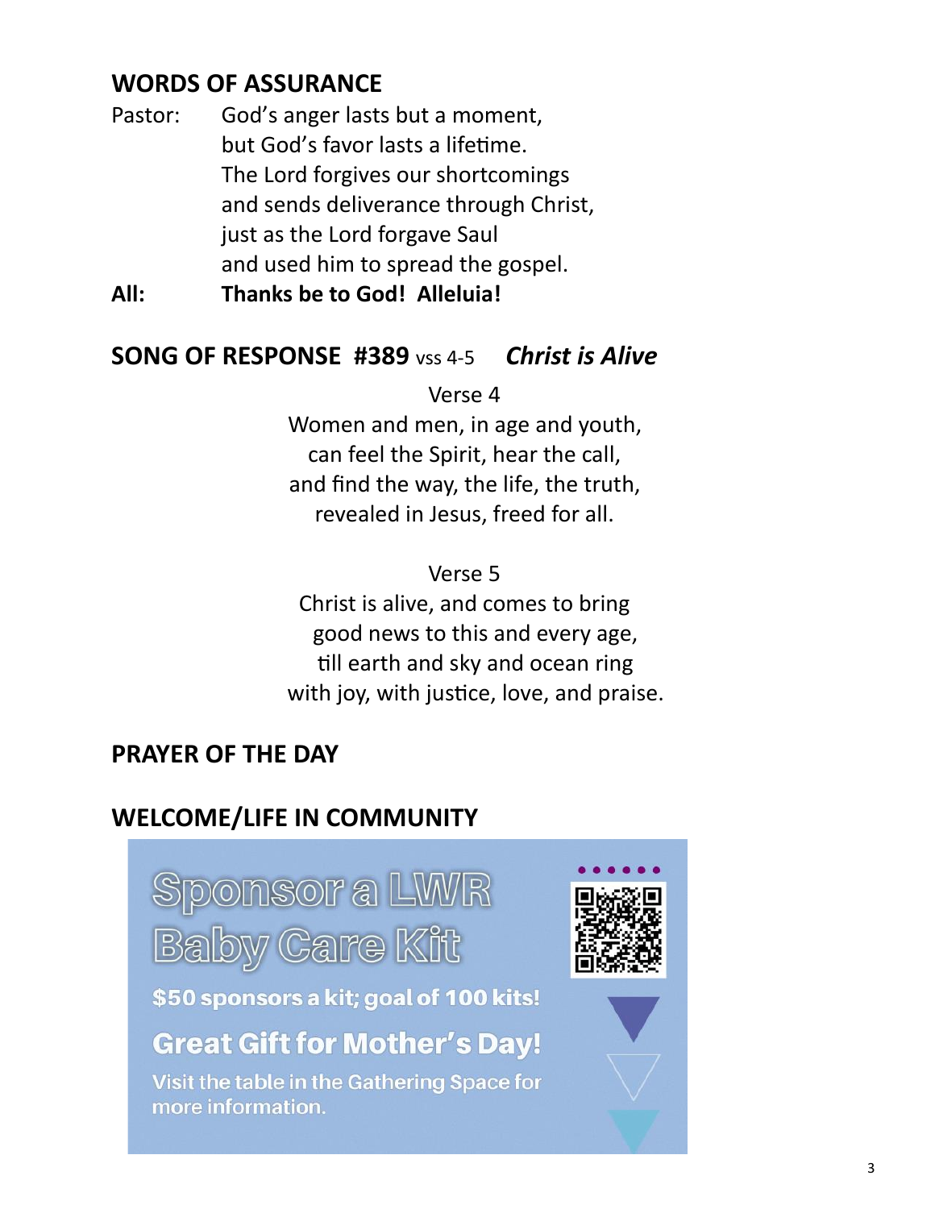## WORDS OF ASSURANCE

Pastor: God's anger lasts but a moment,
but God's favor lasts a lifetime.
The Lord forgives our shortcomings
and sends deliverance through Christ,
just as the Lord forgave Saul
and used him to spread the gospel.

**All: Thanks be to God! Alleluia!**

## SONG OF RESPONSE #389 vss 4-5 *Christ is Alive*

Verse 4

Women and men, in age and youth,
can feel the Spirit, hear the call,
and find the way, the life, the truth,
revealed in Jesus, freed for all.

Verse 5

Christ is alive, and comes to bring
good news to this and every age,
till earth and sky and ocean ring
with joy, with justice, love, and praise.

## PRAYER OF THE DAY

## WELCOME/LIFE IN COMMUNITY

**Sponsor a LWR Baby Care Kit**

**$50 sponsors a kit; goal of 100 kits!**

**Great Gift for Mother's Day!**

Visit the table in the Gathering Space for more information.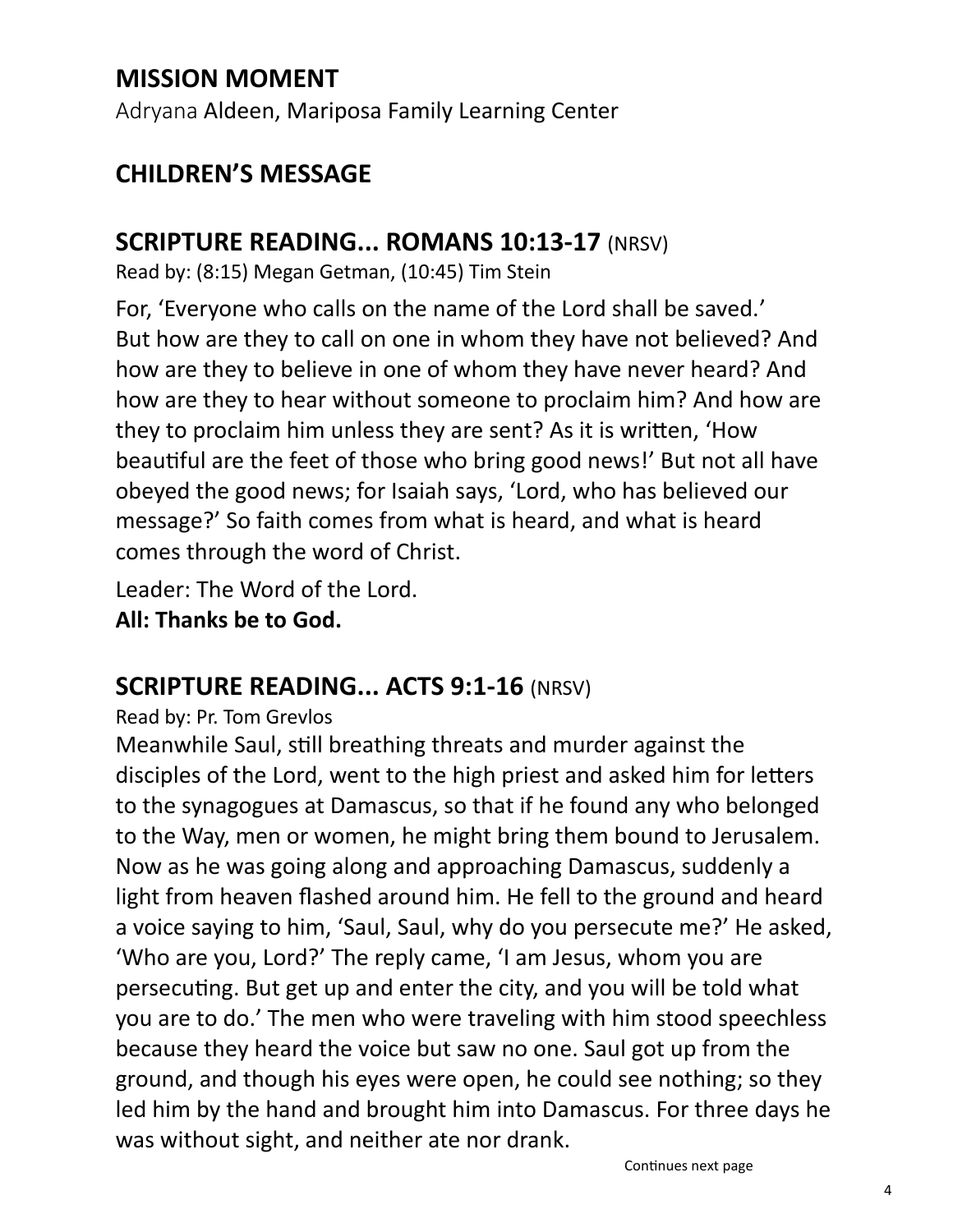## MISSION MOMENT

Adryana Aldeen, Mariposa Family Learning Center

## CHILDREN'S MESSAGE

## SCRIPTURE READING... ROMANS 10:13-17 (NRSV)

Read by: (8:15) Megan Getman, (10:45) Tim Stein

For, 'Everyone who calls on the name of the Lord shall be saved.' But how are they to call on one in whom they have not believed? And how are they to believe in one of whom they have never heard? And how are they to hear without someone to proclaim him? And how are they to proclaim him unless they are sent? As it is written, 'How beautiful are the feet of those who bring good news!' But not all have obeyed the good news; for Isaiah says, 'Lord, who has believed our message?' So faith comes from what is heard, and what is heard comes through the word of Christ.

Leader: The Word of the Lord.
**All: Thanks be to God.**

## SCRIPTURE READING... ACTS 9:1-16 (NRSV)

Read by: Pr. Tom Grevlos

Meanwhile Saul, still breathing threats and murder against the disciples of the Lord, went to the high priest and asked him for letters to the synagogues at Damascus, so that if he found any who belonged to the Way, men or women, he might bring them bound to Jerusalem. Now as he was going along and approaching Damascus, suddenly a light from heaven flashed around him. He fell to the ground and heard a voice saying to him, 'Saul, Saul, why do you persecute me?' He asked, 'Who are you, Lord?' The reply came, 'I am Jesus, whom you are persecuting. But get up and enter the city, and you will be told what you are to do.' The men who were traveling with him stood speechless because they heard the voice but saw no one. Saul got up from the ground, and though his eyes were open, he could see nothing; so they led him by the hand and brought him into Damascus. For three days he was without sight, and neither ate nor drank.

Continues next page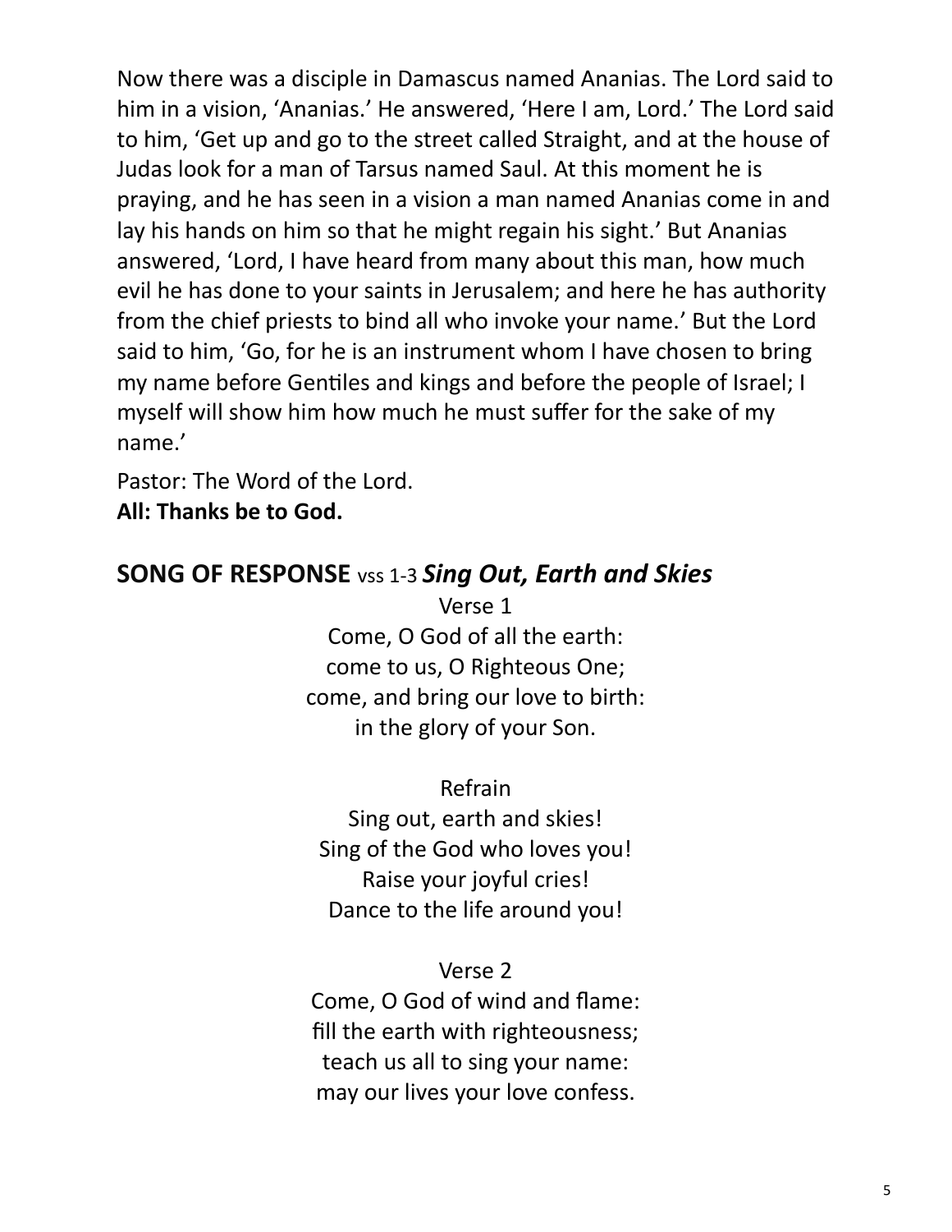Now there was a disciple in Damascus named Ananias. The Lord said to him in a vision, 'Ananias.' He answered, 'Here I am, Lord.' The Lord said to him, 'Get up and go to the street called Straight, and at the house of Judas look for a man of Tarsus named Saul. At this moment he is praying, and he has seen in a vision a man named Ananias come in and lay his hands on him so that he might regain his sight.' But Ananias answered, 'Lord, I have heard from many about this man, how much evil he has done to your saints in Jerusalem; and here he has authority from the chief priests to bind all who invoke your name.' But the Lord said to him, 'Go, for he is an instrument whom I have chosen to bring my name before Gentiles and kings and before the people of Israel; I myself will show him how much he must suffer for the sake of my name.'

Pastor: The Word of the Lord.
**All: Thanks be to God.**

## SONG OF RESPONSE vss 1-3 *Sing Out, Earth and Skies*

Verse 1
Come, O God of all the earth:
come to us, O Righteous One;
come, and bring our love to birth:
in the glory of your Son.

Refrain
Sing out, earth and skies!
Sing of the God who loves you!
Raise your joyful cries!
Dance to the life around you!

Verse 2
Come, O God of wind and flame:
fill the earth with righteousness;
teach us all to sing your name:
may our lives your love confess.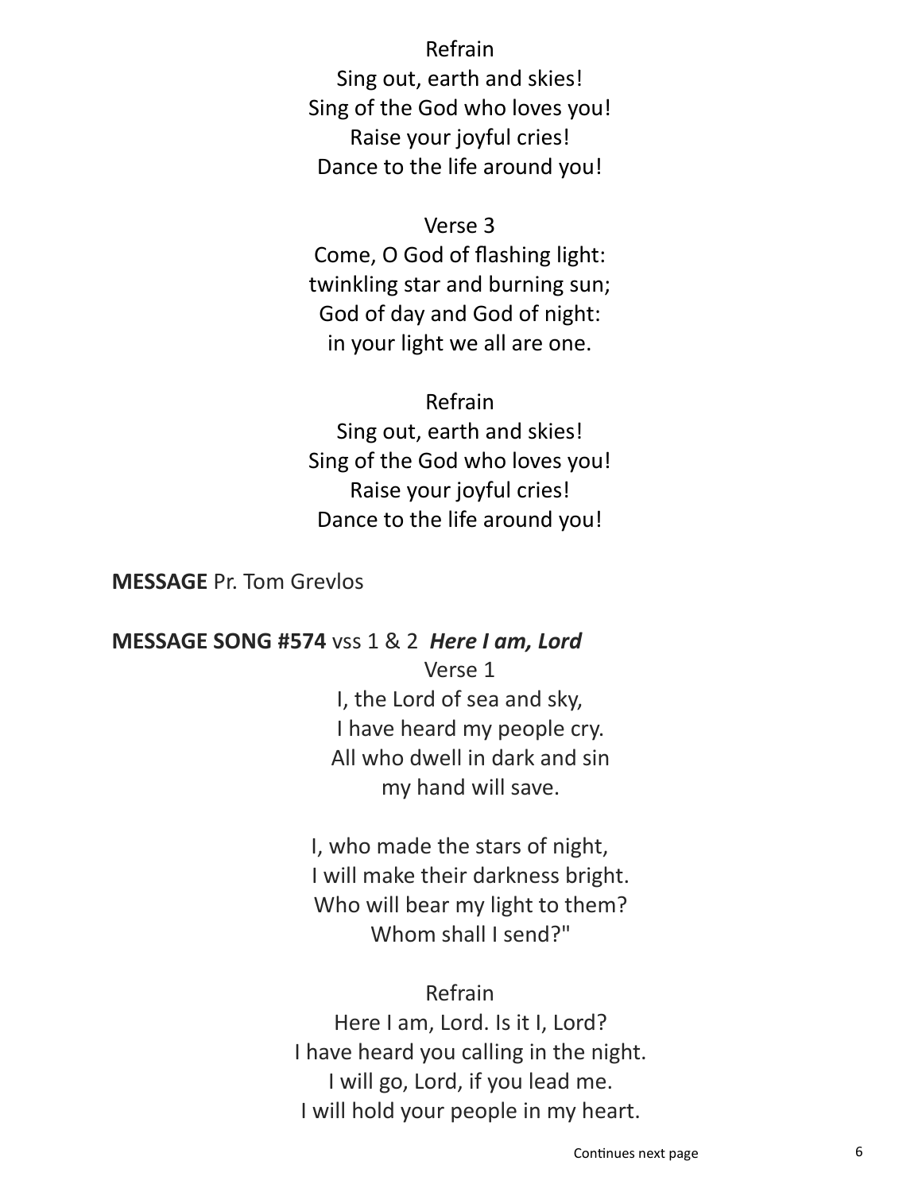Refrain
Sing out, earth and skies!
Sing of the God who loves you!
Raise your joyful cries!
Dance to the life around you!

Verse 3
Come, O God of flashing light:
twinkling star and burning sun;
God of day and God of night:
in your light we all are one.

Refrain
Sing out, earth and skies!
Sing of the God who loves you!
Raise your joyful cries!
Dance to the life around you!

**MESSAGE** Pr. Tom Grevlos

**MESSAGE SONG #574** vss 1 & 2 ***Here I am, Lord***

Verse 1
I, the Lord of sea and sky,
I have heard my people cry.
All who dwell in dark and sin
my hand will save.

I, who made the stars of night,
I will make their darkness bright.
Who will bear my light to them?
Whom shall I send?"

Refrain
Here I am, Lord. Is it I, Lord?
I have heard you calling in the night.
I will go, Lord, if you lead me.
I will hold your people in my heart.

Continues next page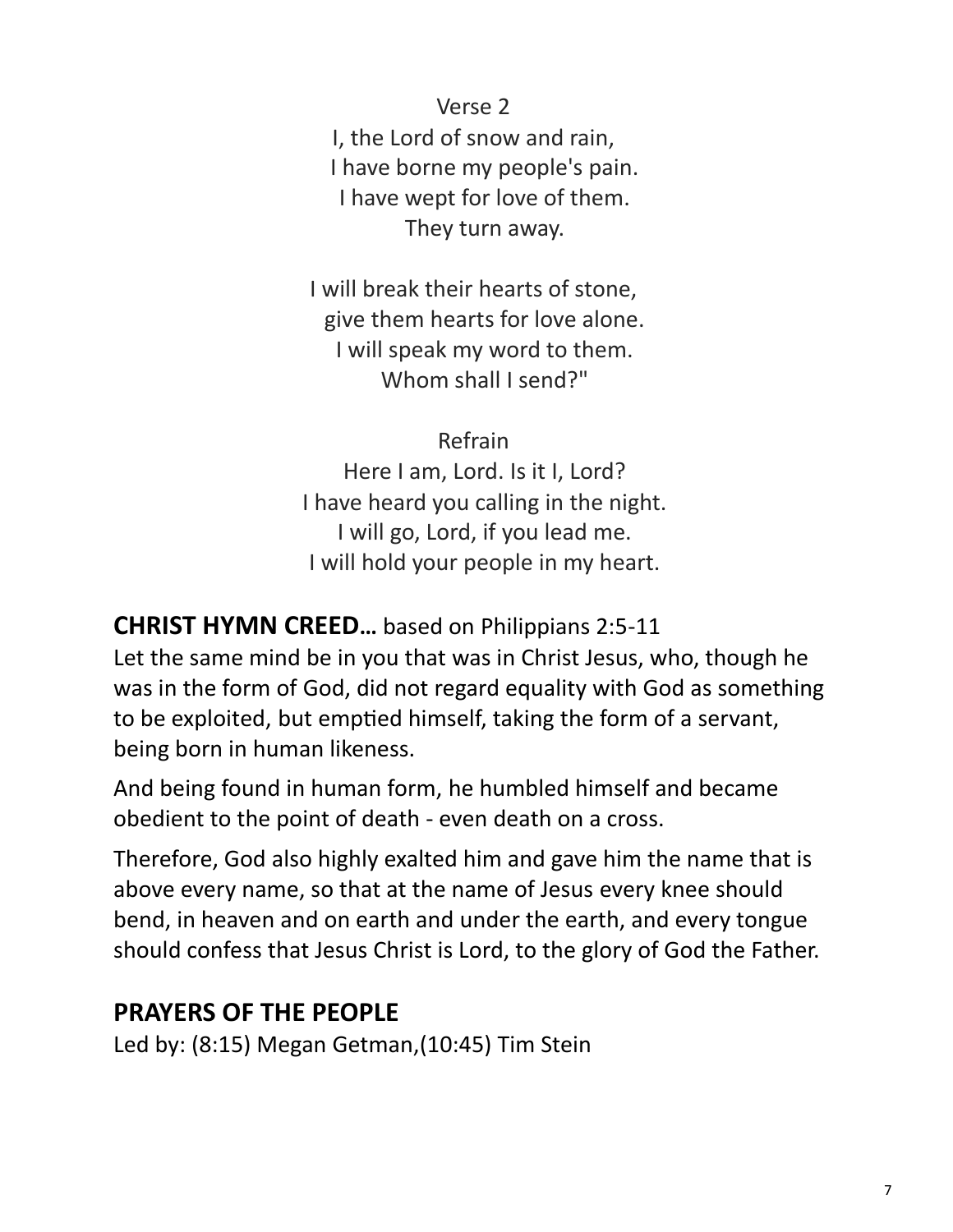Verse 2

I, the Lord of snow and rain,
I have borne my people's pain.
I have wept for love of them.
They turn away.

I will break their hearts of stone,
give them hearts for love alone.
I will speak my word to them.
Whom shall I send?"

Refrain

Here I am, Lord. Is it I, Lord?
I have heard you calling in the night.
I will go, Lord, if you lead me.
I will hold your people in my heart.

## **CHRIST HYMN CREED…** based on Philippians 2:5-11

Let the same mind be in you that was in Christ Jesus, who, though he was in the form of God, did not regard equality with God as something to be exploited, but emptied himself, taking the form of a servant, being born in human likeness.

And being found in human form, he humbled himself and became obedient to the point of death - even death on a cross.

Therefore, God also highly exalted him and gave him the name that is above every name, so that at the name of Jesus every knee should bend, in heaven and on earth and under the earth, and every tongue should confess that Jesus Christ is Lord, to the glory of God the Father.

## **PRAYERS OF THE PEOPLE**

Led by: (8:15) Megan Getman,(10:45) Tim Stein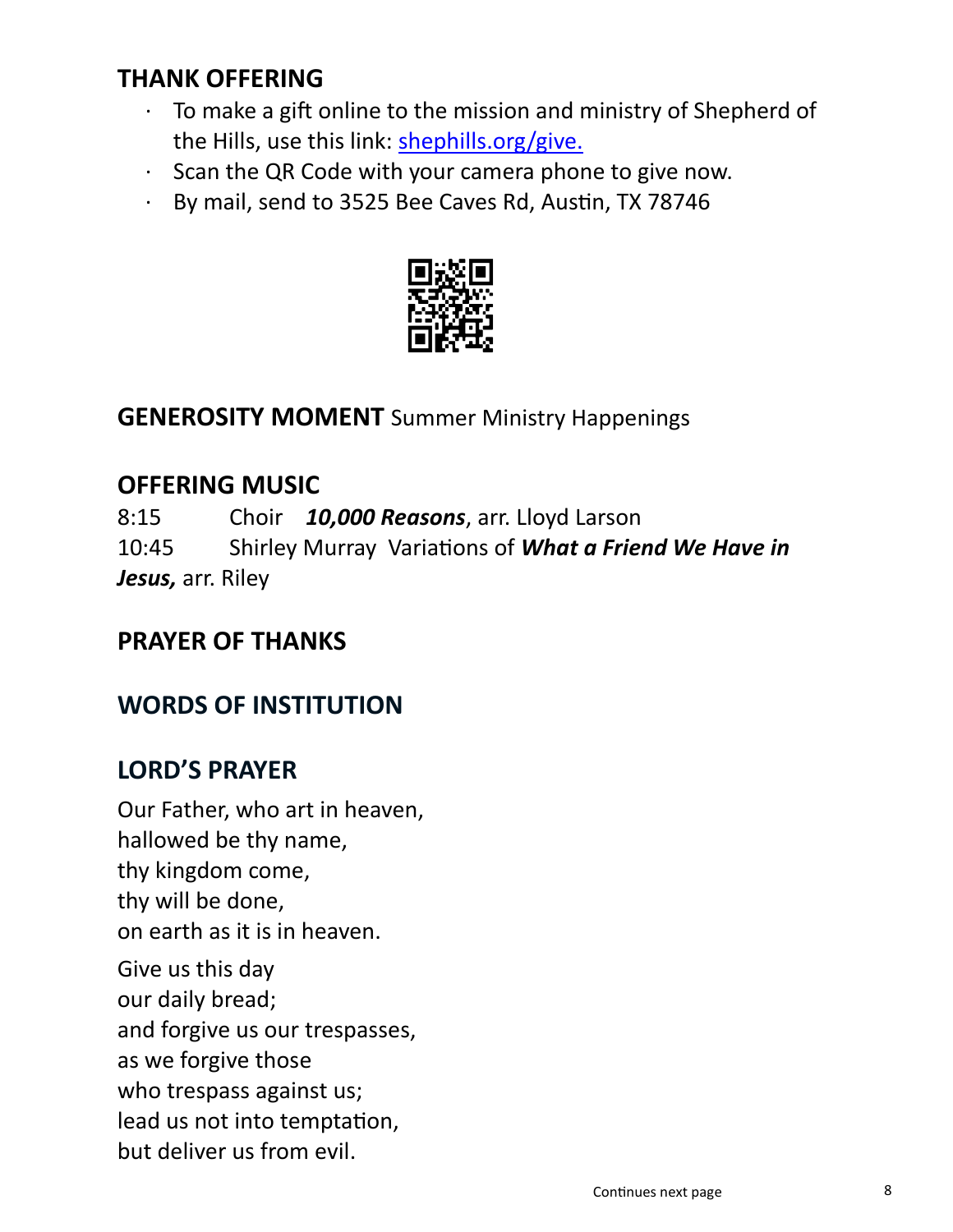## THANK OFFERING

- To make a gift online to the mission and ministry of Shepherd of the Hills, use this link: [shephills.org/give.](shephills.org/give)
- Scan the QR Code with your camera phone to give now.
- By mail, send to 3525 Bee Caves Rd, Austin, TX 78746

## GENEROSITY MOMENT Summer Ministry Happenings

## OFFERING MUSIC

8:15 Choir ***10,000 Reasons***, arr. Lloyd Larson

10:45 Shirley Murray Variations of ***What a Friend We Have in Jesus,*** arr. Riley

## PRAYER OF THANKS

## WORDS OF INSTITUTION

## LORD'S PRAYER

Our Father, who art in heaven,
hallowed be thy name,
thy kingdom come,
thy will be done,
on earth as it is in heaven.

Give us this day
our daily bread;
and forgive us our trespasses,
as we forgive those
who trespass against us;
lead us not into temptation,
but deliver us from evil.

Continues next page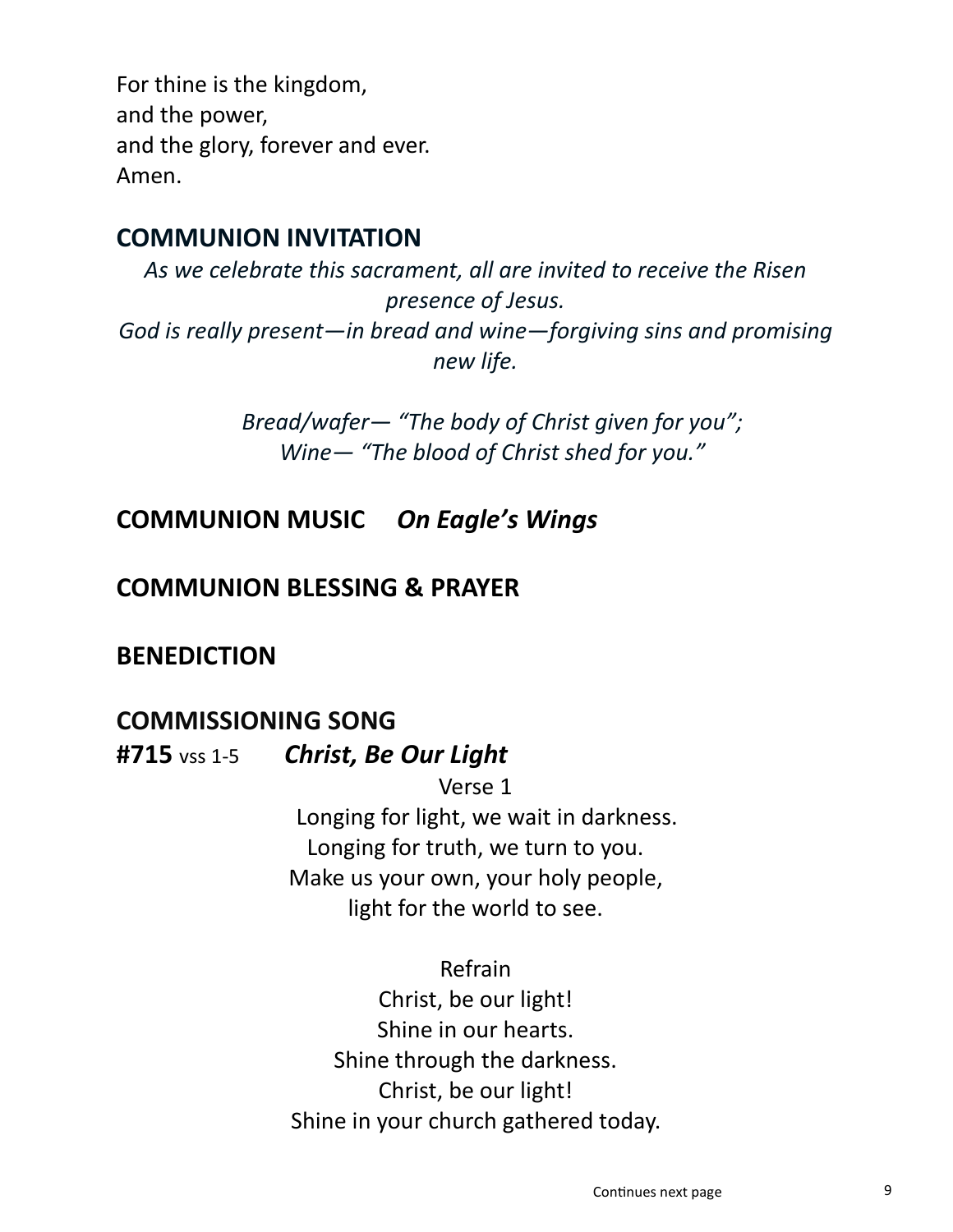For thine is the kingdom,
and the power,
and the glory, forever and ever.
Amen.

## COMMUNION INVITATION

*As we celebrate this sacrament, all are invited to receive the Risen presence of Jesus.*
*God is really present—in bread and wine—forgiving sins and promising new life.*

*Bread/wafer— "The body of Christ given for you";*
*Wine— "The blood of Christ shed for you."*

## COMMUNION MUSIC *On Eagle's Wings*

## COMMUNION BLESSING & PRAYER

## BENEDICTION

## COMMISSIONING SONG

**#715** vss 1-5 ***Christ, Be Our Light***

Verse 1
Longing for light, we wait in darkness.
Longing for truth, we turn to you.
Make us your own, your holy people,
light for the world to see.

Refrain
Christ, be our light!
Shine in our hearts.
Shine through the darkness.
Christ, be our light!
Shine in your church gathered today.

Continues next page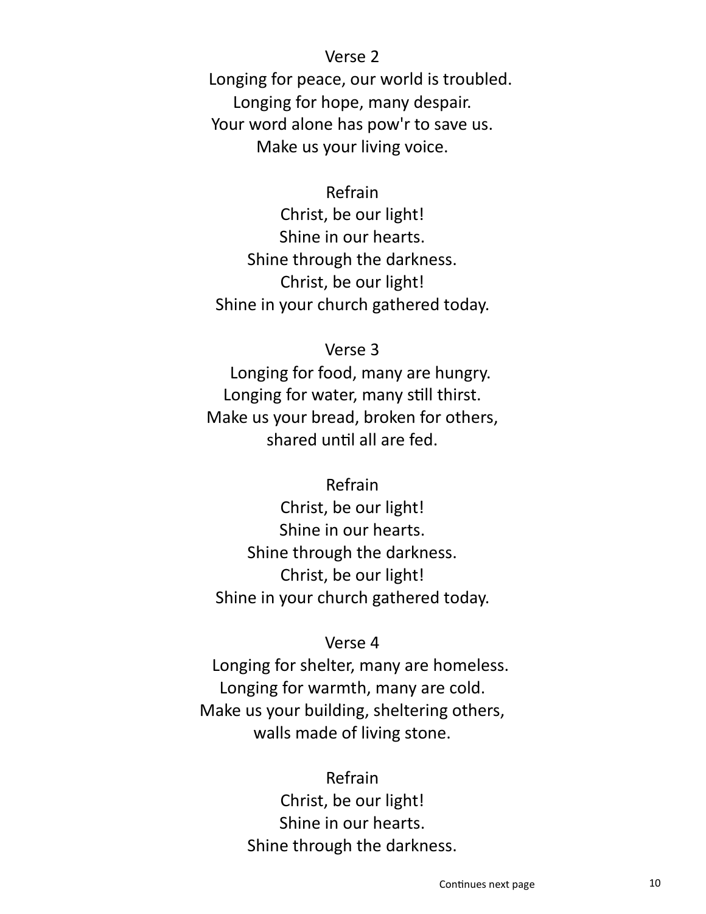Verse 2

Longing for peace, our world is troubled.
Longing for hope, many despair.
Your word alone has pow'r to save us.
Make us your living voice.

Refrain

Christ, be our light!
Shine in our hearts.
Shine through the darkness.
Christ, be our light!
Shine in your church gathered today.

Verse 3

Longing for food, many are hungry.
Longing for water, many still thirst.
Make us your bread, broken for others,
shared until all are fed.

Refrain

Christ, be our light!
Shine in our hearts.
Shine through the darkness.
Christ, be our light!
Shine in your church gathered today.

Verse 4

Longing for shelter, many are homeless.
Longing for warmth, many are cold.
Make us your building, sheltering others,
walls made of living stone.

Refrain

Christ, be our light!
Shine in our hearts.
Shine through the darkness.

Continues next page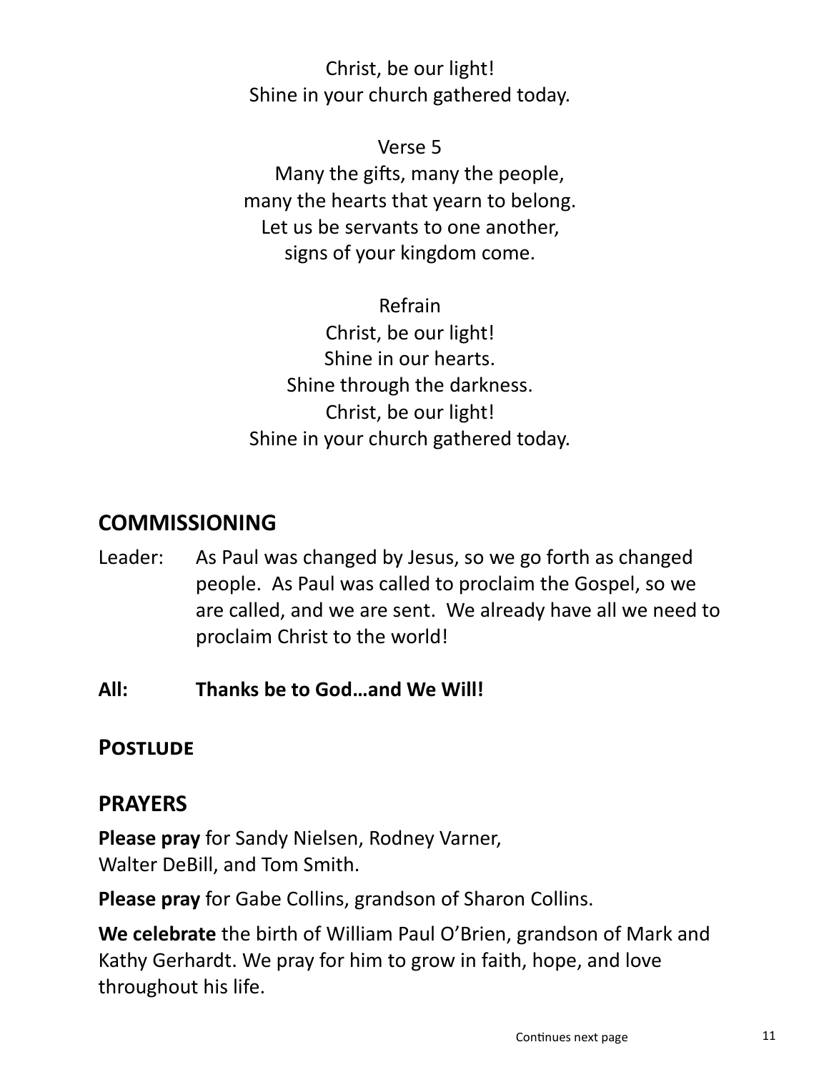Christ, be our light!
Shine in your church gathered today.

Verse 5
Many the gifts, many the people,
many the hearts that yearn to belong.
Let us be servants to one another,
signs of your kingdom come.

Refrain
Christ, be our light!
Shine in our hearts.
Shine through the darkness.
Christ, be our light!
Shine in your church gathered today.

## COMMISSIONING

Leader: As Paul was changed by Jesus, so we go forth as changed people. As Paul was called to proclaim the Gospel, so we are called, and we are sent. We already have all we need to proclaim Christ to the world!

**All: Thanks be to God…and We Will!**

## POSTLUDE

## PRAYERS

**Please pray** for Sandy Nielsen, Rodney Varner, Walter DeBill, and Tom Smith.

**Please pray** for Gabe Collins, grandson of Sharon Collins.

**We celebrate** the birth of William Paul O'Brien, grandson of Mark and Kathy Gerhardt. We pray for him to grow in faith, hope, and love throughout his life.

Continues next page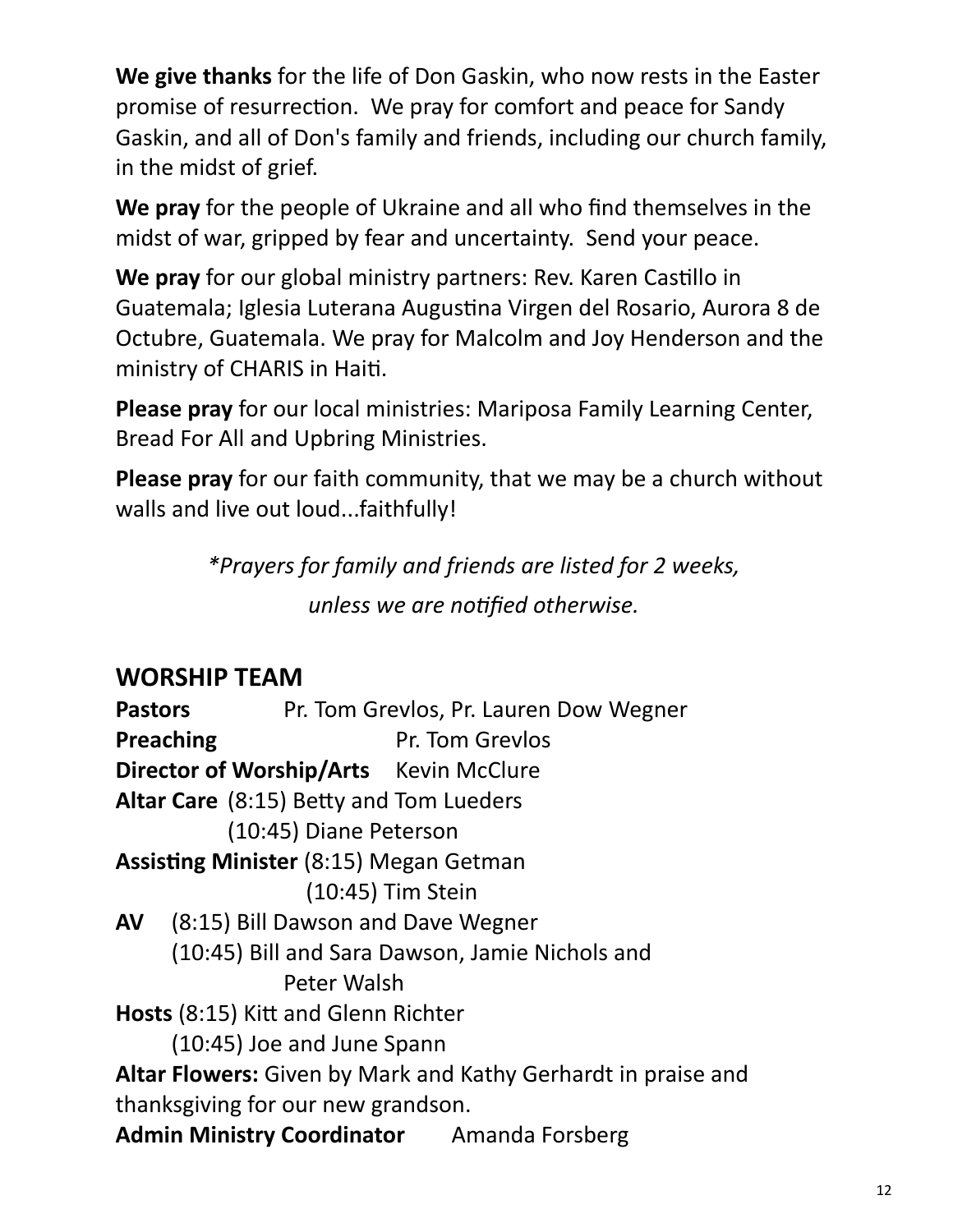**We give thanks** for the life of Don Gaskin, who now rests in the Easter promise of resurrection. We pray for comfort and peace for Sandy Gaskin, and all of Don's family and friends, including our church family, in the midst of grief.

**We pray** for the people of Ukraine and all who find themselves in the midst of war, gripped by fear and uncertainty. Send your peace.

**We pray** for our global ministry partners: Rev. Karen Castillo in Guatemala; Iglesia Luterana Augustina Virgen del Rosario, Aurora 8 de Octubre, Guatemala. We pray for Malcolm and Joy Henderson and the ministry of CHARIS in Haiti.

**Please pray** for our local ministries: Mariposa Family Learning Center, Bread For All and Upbring Ministries.

**Please pray** for our faith community, that we may be a church without walls and live out loud...faithfully!

*\*Prayers for family and friends are listed for 2 weeks, unless we are notified otherwise.*

## WORSHIP TEAM

**Pastors** Pr. Tom Grevlos, Pr. Lauren Dow Wegner

**Preaching** Pr. Tom Grevlos

**Director of Worship/Arts** Kevin McClure

**Altar Care** (8:15) Betty and Tom Lueders
(10:45) Diane Peterson

**Assisting Minister** (8:15) Megan Getman
(10:45) Tim Stein

**AV** (8:15) Bill Dawson and Dave Wegner
(10:45) Bill and Sara Dawson, Jamie Nichols and Peter Walsh

**Hosts** (8:15) Kitt and Glenn Richter
(10:45) Joe and June Spann

**Altar Flowers:** Given by Mark and Kathy Gerhardt in praise and thanksgiving for our new grandson.

**Admin Ministry Coordinator** Amanda Forsberg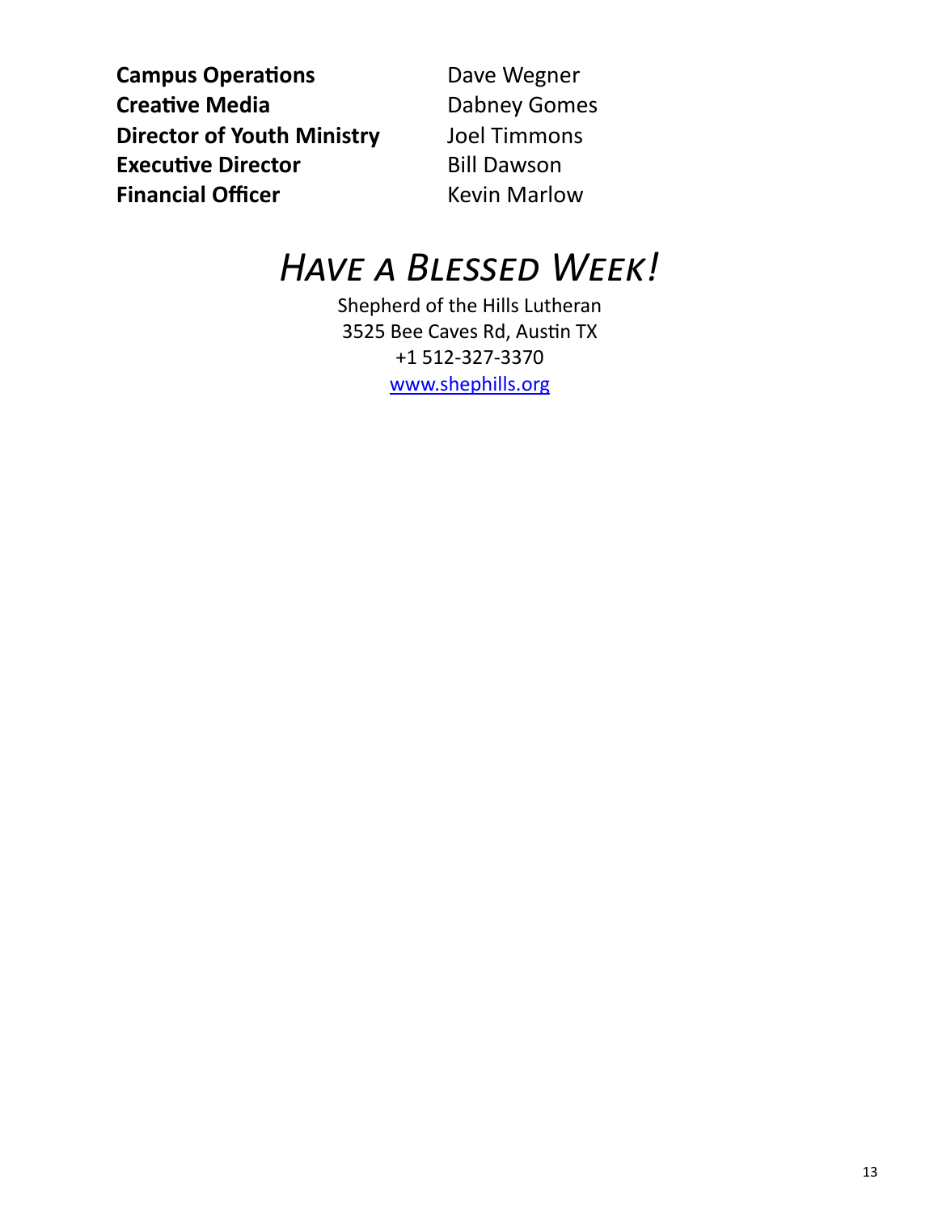**Campus Operations** Dave Wegner
**Creative Media** Dabney Gomes
**Director of Youth Ministry** Joel Timmons
**Executive Director** Bill Dawson
**Financial Officer** Kevin Marlow

# *Have a Blessed Week!*

Shepherd of the Hills Lutheran
3525 Bee Caves Rd, Austin TX
+1 512-327-3370
[www.shephills.org](http://www.shephills.org)